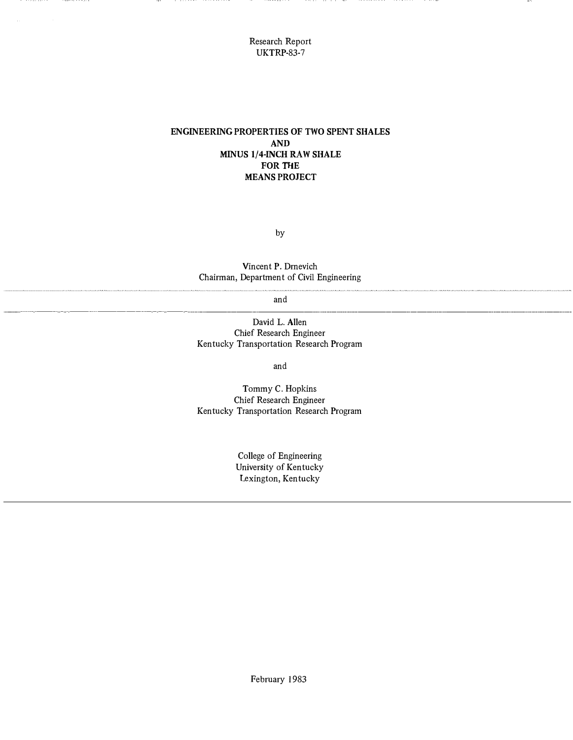Research Report
UKTRP-83-7

# ENGINEERING PROPERTIES OF TWO SPENT SHALES AND MINUS 1/4-INCH RAW SHALE FOR THE MEANS PROJECT

by

Vincent P. Drnevich
Chairman, Department of Civil Engineering

and

David L. Allen
Chief Research Engineer
Kentucky Transportation Research Program

and

Tommy C. Hopkins
Chief Research Engineer
Kentucky Transportation Research Program

College of Engineering
University of Kentucky
Lexington, Kentucky

February 1983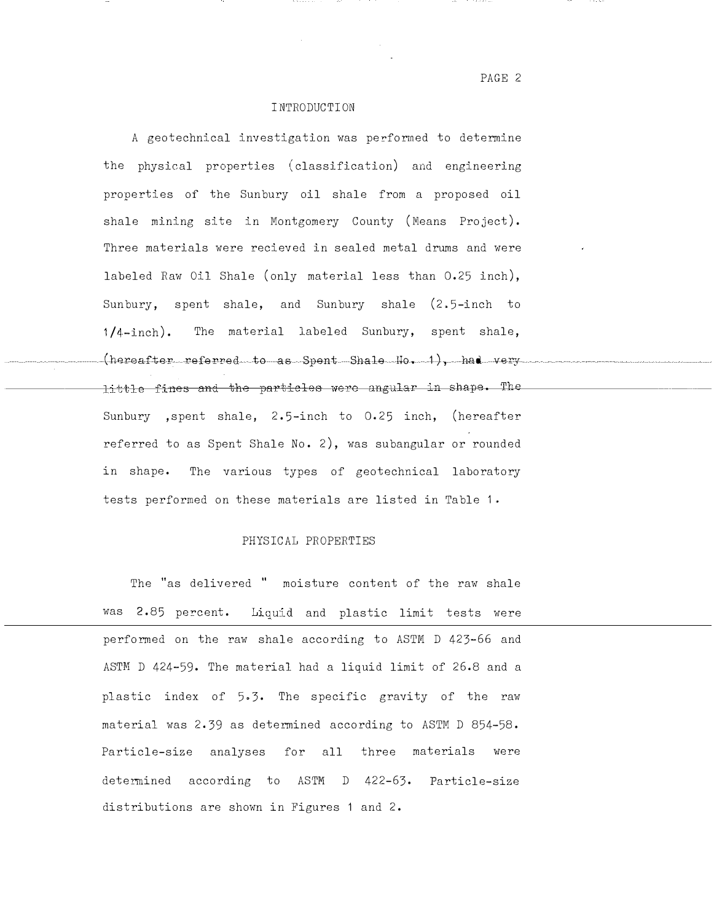## INTRODUCTION

A geotechnical investigation was performed to determine the physical properties (classification) and engineering properties of the Sunbury oil shale from a proposed oil shale mining site in Montgomery County (Means Project). Three materials were recieved in sealed metal drums and were labeled Raw Oil Shale (only material less than 0.25 inch), Sunbury, spent shale, and Sunbury shale (2.5-inch to 1/4-inch). The material labeled Sunbury, spent shale, ~~(hereafter referred to as Spent Shale No. 1), had very little fines and the particles were angular in shape.~~ The Sunbury ,spent shale, 2.5-inch to 0.25 inch, (hereafter referred to as Spent Shale No. 2), was subangular or rounded in shape. The various types of geotechnical laboratory tests performed on these materials are listed in Table 1.

## PHYSICAL PROPERTIES

The "as delivered " moisture content of the raw shale was 2.85 percent. Liquid and plastic limit tests were performed on the raw shale according to ASTM D 423-66 and ASTM D 424-59. The material had a liquid limit of 26.8 and a plastic index of 5.3. The specific gravity of the raw material was 2.39 as determined according to ASTM D 854-58. Particle-size analyses for all three materials were determined according to ASTM D 422-63. Particle-size distributions are shown in Figures 1 and 2.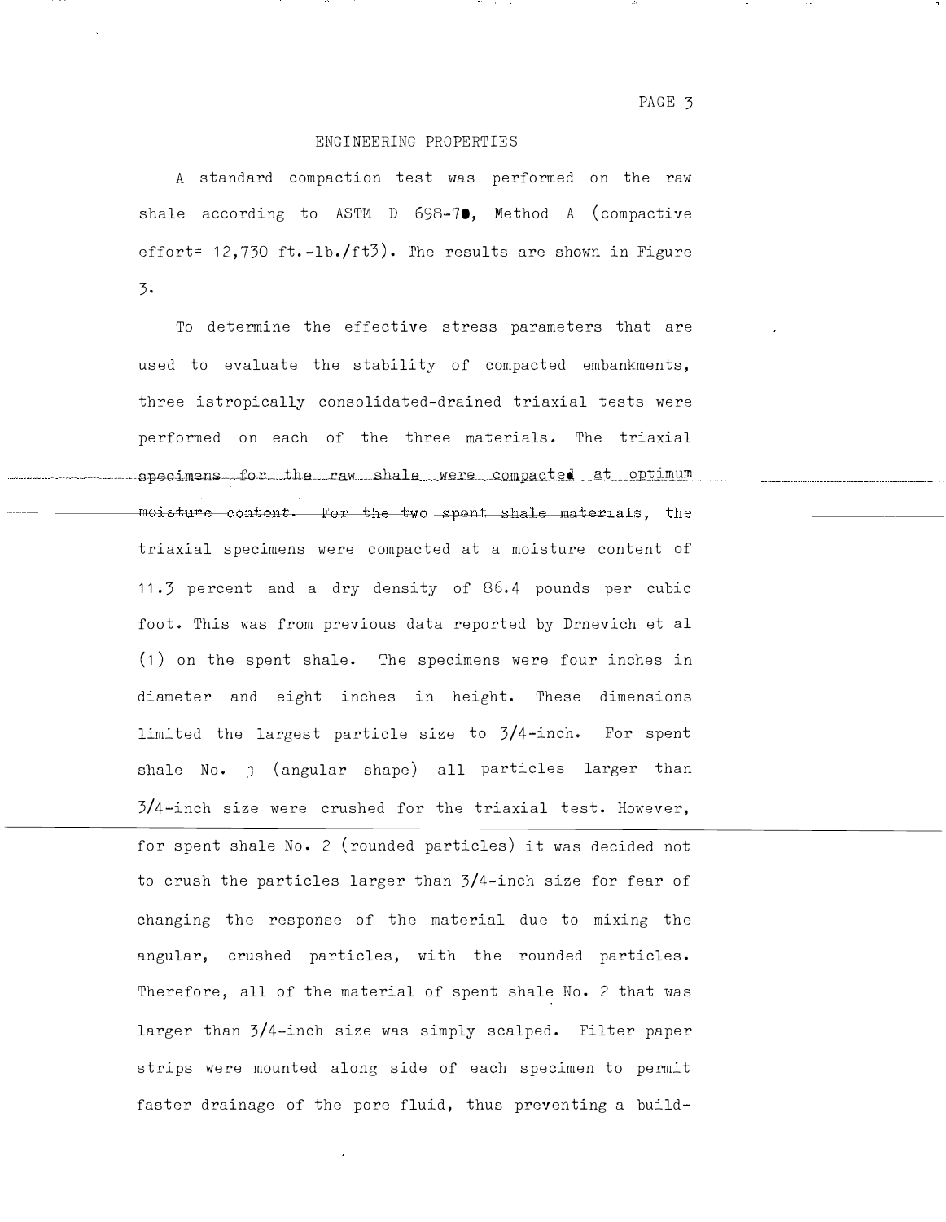## ENGINEERING PROPERTIES

A standard compaction test was performed on the raw shale according to ASTM D 698-70, Method A (compactive effort= 12,730 ft.-lb./ft3). The results are shown in Figure 3.

To determine the effective stress parameters that are used to evaluate the stability of compacted embankments, three istropically consolidated-drained triaxial tests were performed on each of the three materials. The triaxial specimens for the raw shale were compacted at optimum moisture content. For the two spent shale materials, the triaxial specimens were compacted at a moisture content of 11.3 percent and a dry density of 86.4 pounds per cubic foot. This was from previous data reported by Drnevich et al (1) on the spent shale. The specimens were four inches in diameter and eight inches in height. These dimensions limited the largest particle size to 3/4-inch. For spent shale No. 3 (angular shape) all particles larger than 3/4-inch size were crushed for the triaxial test. However, for spent shale No. 2 (rounded particles) it was decided not to crush the particles larger than 3/4-inch size for fear of changing the response of the material due to mixing the angular, crushed particles, with the rounded particles. Therefore, all of the material of spent shale No. 2 that was larger than 3/4-inch size was simply scalped. Filter paper strips were mounted along side of each specimen to permit faster drainage of the pore fluid, thus preventing a build-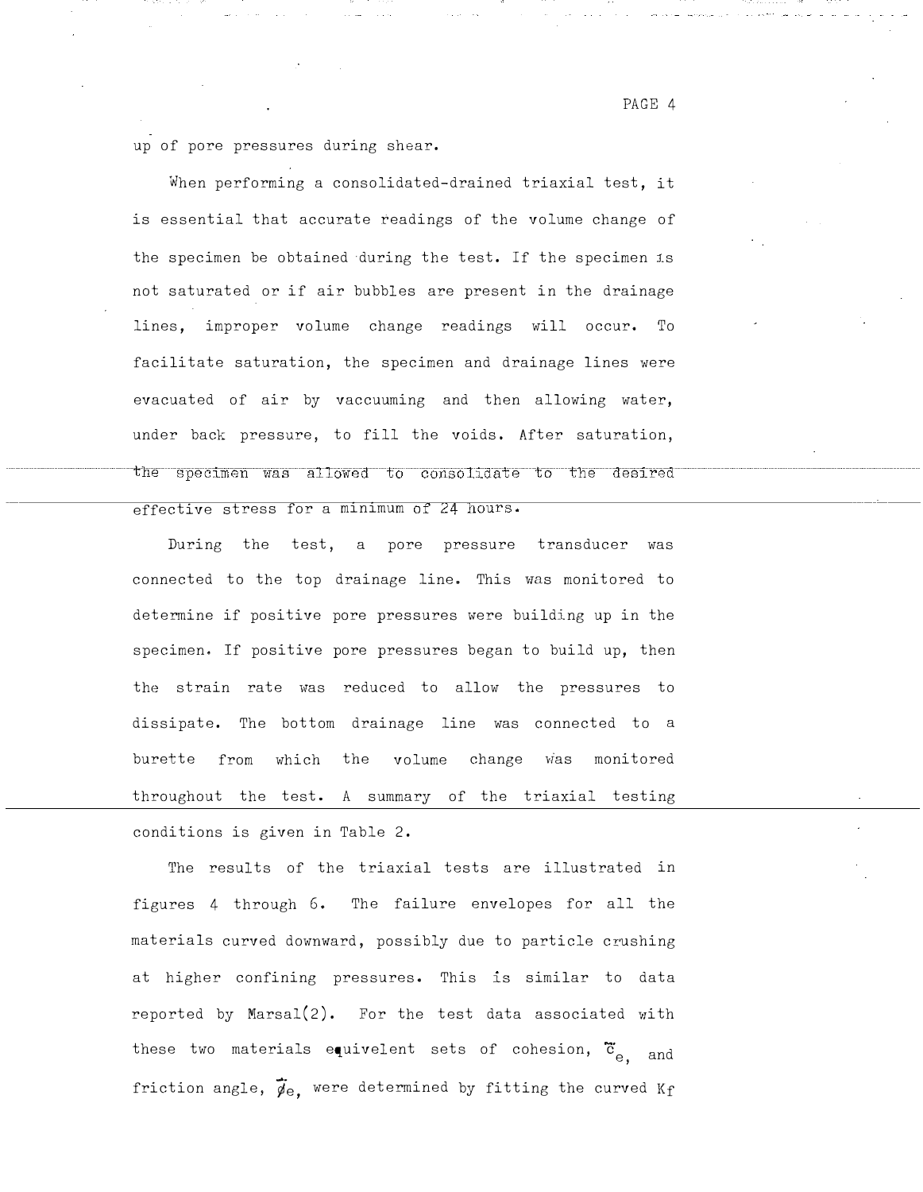up of pore pressures during shear.

When performing a consolidated-drained triaxial test, it is essential that accurate readings of the volume change of the specimen be obtained during the test. If the specimen is not saturated or if air bubbles are present in the drainage lines, improper volume change readings will occur. To facilitate saturation, the specimen and drainage lines were evacuated of air by vaccuuming and then allowing water, under back pressure, to fill the voids. After saturation, the specimen was allowed to consolidate to the desired effective stress for a minimum of 24 hours.

During the test, a pore pressure transducer was connected to the top drainage line. This was monitored to determine if positive pore pressures were building up in the specimen. If positive pore pressures began to build up, then the strain rate was reduced to allow the pressures to dissipate. The bottom drainage line was connected to a burette from which the volume change was monitored throughout the test. A summary of the triaxial testing conditions is given in Table 2.

The results of the triaxial tests are illustrated in figures 4 through 6. The failure envelopes for all the materials curved downward, possibly due to particle crushing at higher confining pressures. This is similar to data reported by Marsal(2). For the test data associated with these two materials equivelent sets of cohesion, $\bar{c}_e$, and friction angle, $\bar{\phi}_e$, were determined by fitting the curved Kf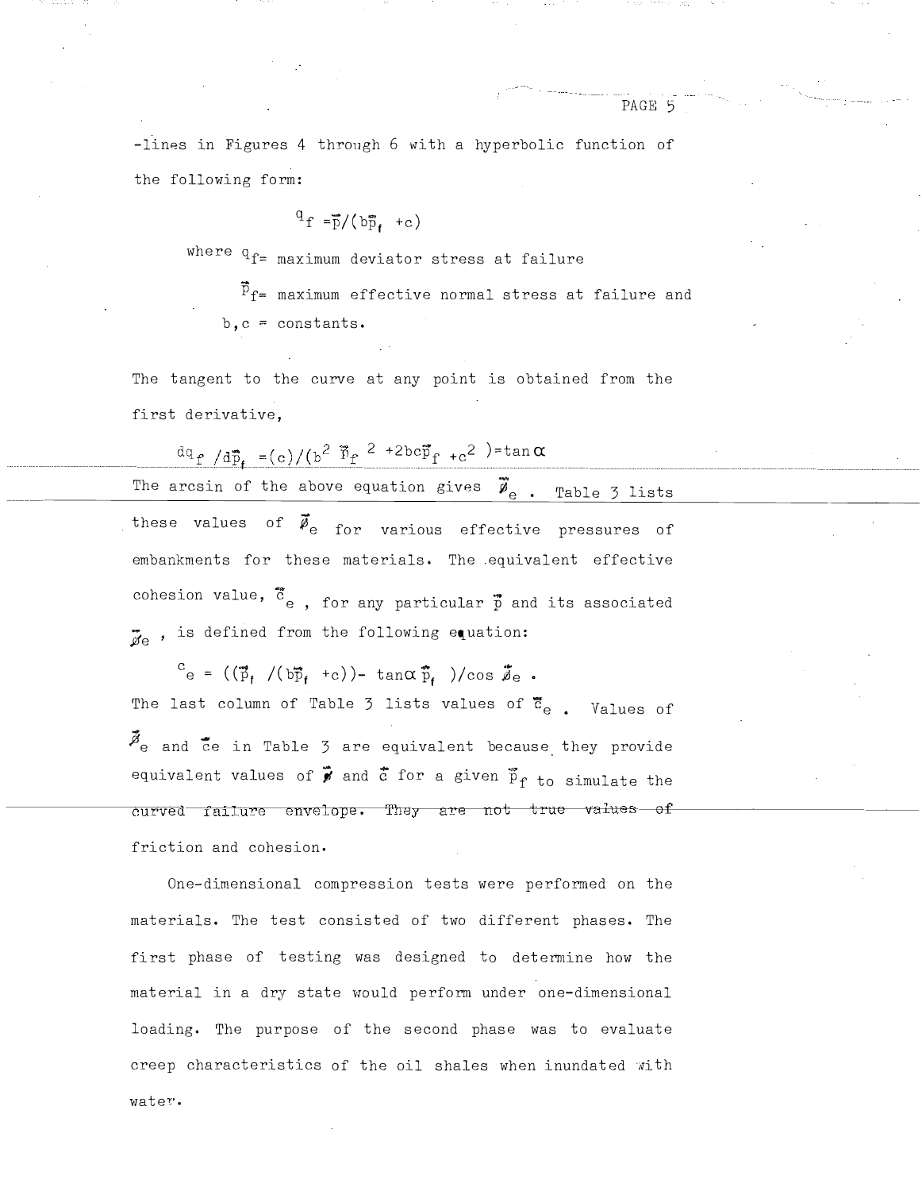-lines in Figures 4 through 6 with a hyperbolic function of the following form:

$$q_f = \bar{p}/(b\bar{p}_f + c)$$

where $q_f$ = maximum deviator stress at failure

$\bar{p}_f$ = maximum effective normal stress at failure and

b, c = constants.

The tangent to the curve at any point is obtained from the first derivative,

$$dq_f/d\bar{p}_f = (c)/(b^2\bar{p}_f^{\,2} + 2bc\bar{p}_f + c^2) = \tan\alpha$$

The arcsin of the above equation gives $\bar{\phi}_e$. Table 3 lists these values of $\bar{\phi}_e$ for various effective pressures of embankments for these materials. The equivalent effective cohesion value, $\bar{c}_e$, for any particular $\bar{p}$ and its associated $\bar{\phi}_e$, is defined from the following equation:

$$c_e = ((\bar{p}_f/(b\bar{p}_f + c)) - \tan\alpha\,\bar{p}_f)/\cos\bar{\phi}_e\,.$$

The last column of Table 3 lists values of $\bar{c}_e$. Values of $\bar{\phi}_e$ and $\bar{c}_e$ in Table 3 are equivalent because they provide equivalent values of $\bar{\phi}$ and $\bar{c}$ for a given $\bar{p}_f$ to simulate the curved failure envelope. They are not true values of friction and cohesion.

One-dimensional compression tests were performed on the materials. The test consisted of two different phases. The first phase of testing was designed to determine how the material in a dry state would perform under one-dimensional loading. The purpose of the second phase was to evaluate creep characteristics of the oil shales when inundated with water.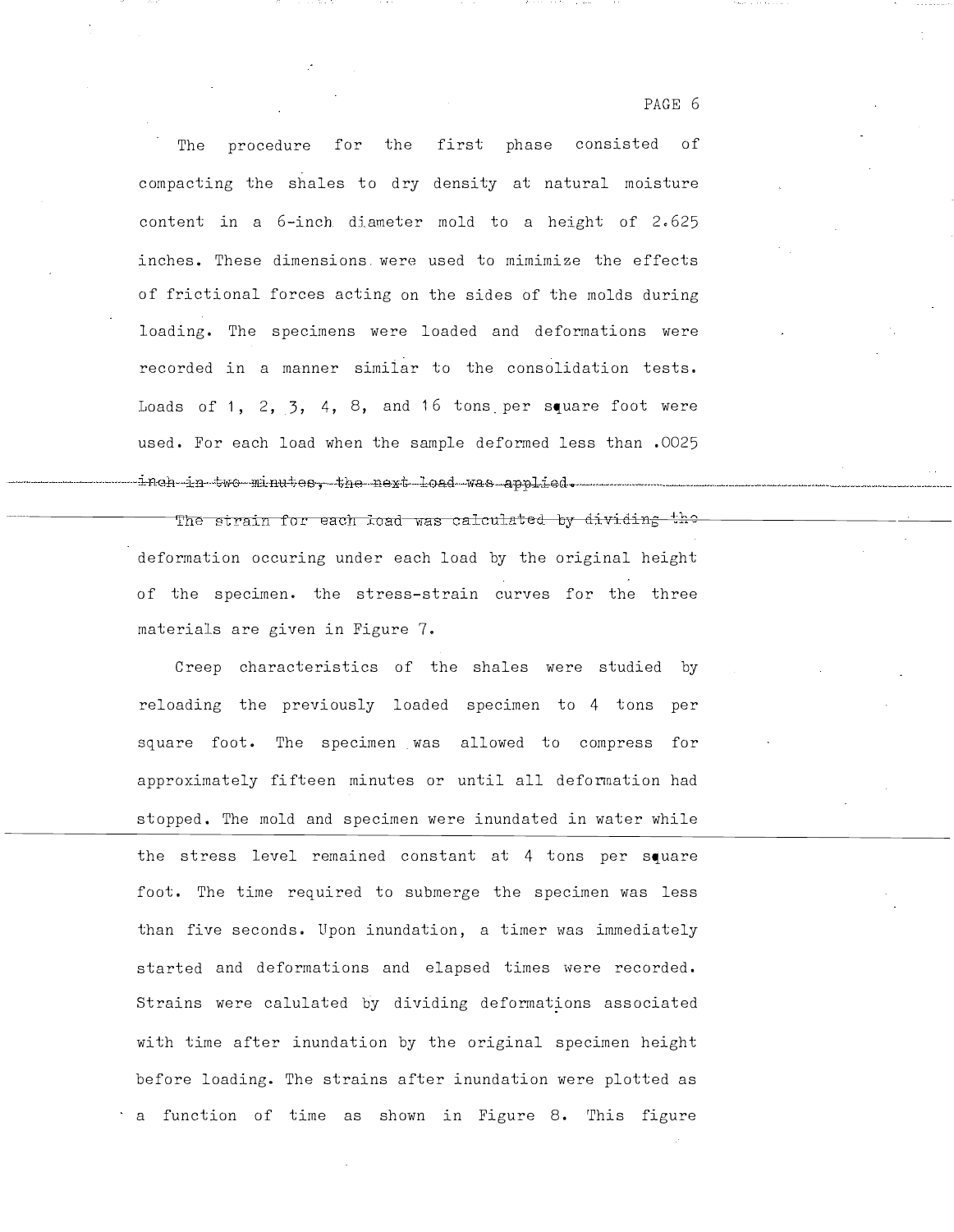The procedure for the first phase consisted of compacting the shales to dry density at natural moisture content in a 6-inch diameter mold to a height of 2.625 inches. These dimensions were used to mimimize the effects of frictional forces acting on the sides of the molds during loading. The specimens were loaded and deformations were recorded in a manner similar to the consolidation tests. Loads of 1, 2, 3, 4, 8, and 16 tons per square foot were used. For each load when the sample deformed less than .0025 inch in two minutes, the next load was applied.

The strain for each load was calculated by dividing the deformation occuring under each load by the original height of the specimen. the stress-strain curves for the three materials are given in Figure 7.

Creep characteristics of the shales were studied by reloading the previously loaded specimen to 4 tons per square foot. The specimen was allowed to compress for approximately fifteen minutes or until all deformation had stopped. The mold and specimen were inundated in water while the stress level remained constant at 4 tons per square foot. The time required to submerge the specimen was less than five seconds. Upon inundation, a timer was immediately started and deformations and elapsed times were recorded. Strains were calulated by dividing deformations associated with time after inundation by the original specimen height before loading. The strains after inundation were plotted as a function of time as shown in Figure 8. This figure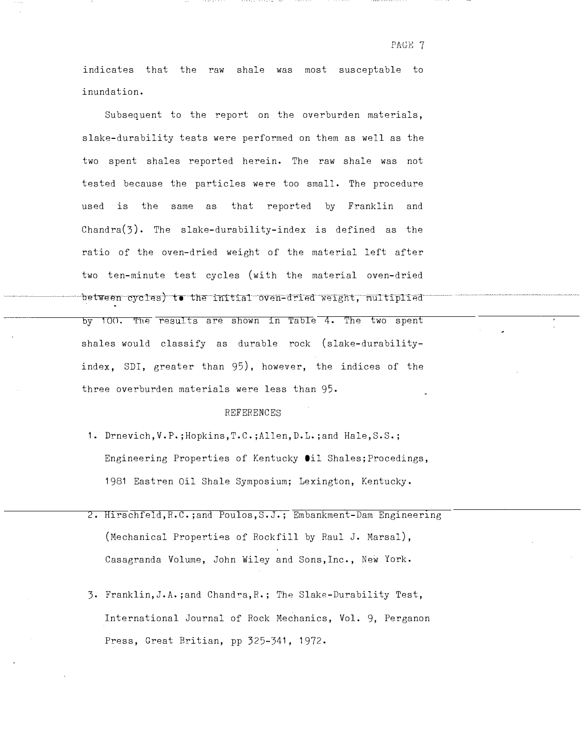indicates that the raw shale was most susceptable to inundation.

Subsequent to the report on the overburden materials, slake-durability tests were performed on them as well as the two spent shales reported herein. The raw shale was not tested because the particles were too small. The procedure used is the same as that reported by Franklin and Chandra(3). The slake-durability-index is defined as the ratio of the oven-dried weight of the material left after two ten-minute test cycles (with the material oven-dried between cycles) to the initial oven-dried weight, multiplied by 100. The results are shown in Table 4. The two spent shales would classify as durable rock (slake-durability-index, SDI, greater than 95), however, the indices of the three overburden materials were less than 95.

## REFERENCES

1. Drnevich,V.P.;Hopkins,T.C.;Allen,D.L.;and Hale,S.S.; Engineering Properties of Kentucky Oil Shales;Procedings, 1981 Eastren Oil Shale Symposium; Lexington, Kentucky.

2. Hirschfeld,R.C.;and Poulos,S.J.; Embankment-Dam Engineering (Mechanical Properties of Rockfill by Raul J. Marsal), Casagranda Volume, John Wiley and Sons,Inc., New York.

3. Franklin,J.A.;and Chandra,R.; The Slake-Durability Test, International Journal of Rock Mechanics, Vol. 9, Perganon Press, Great Britian, pp 325-341, 1972.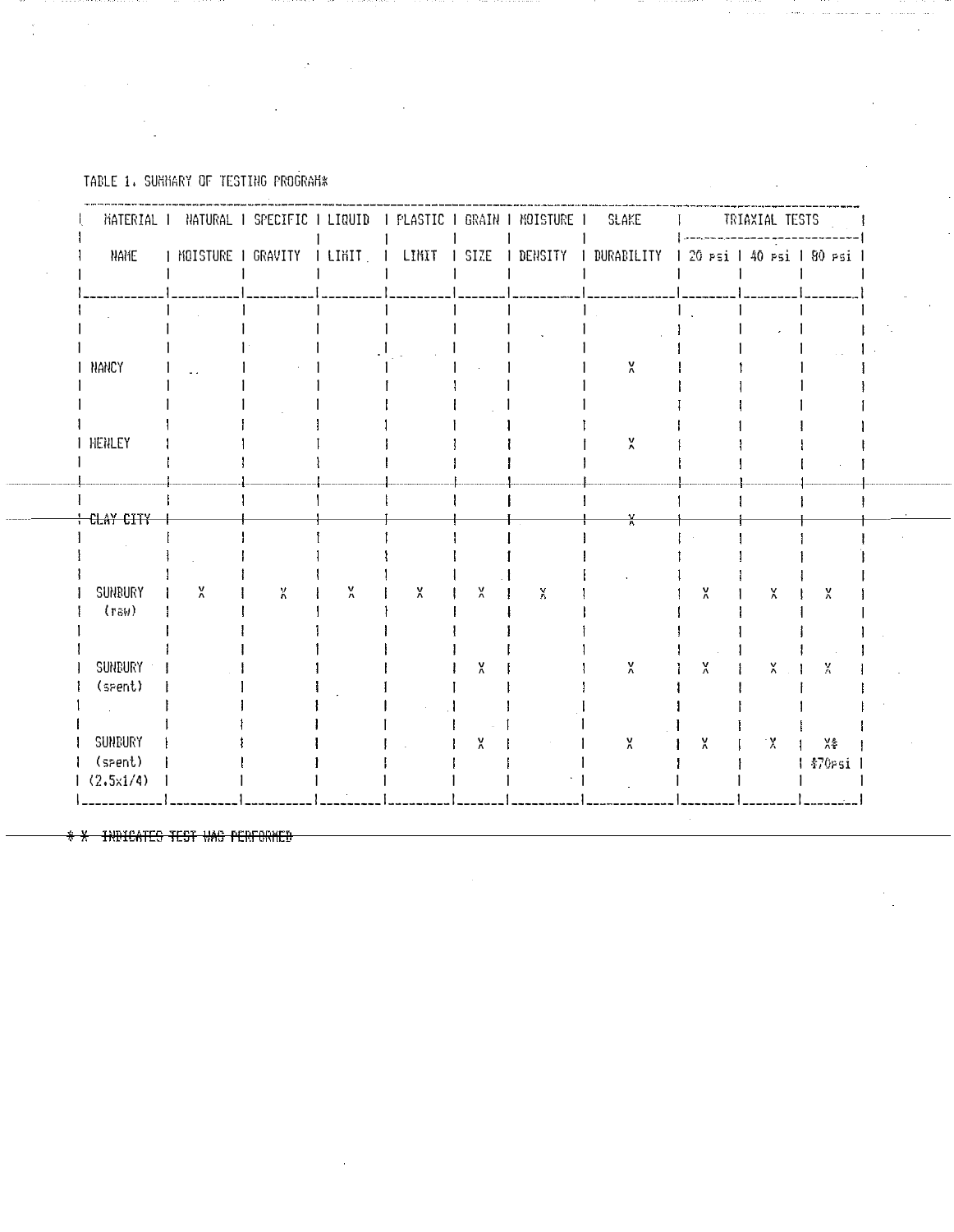TABLE 1. SUMMARY OF TESTING PROGRAM*

| MATERIAL NAME | NATURAL MOISTURE | SPECIFIC GRAVITY | LIQUID LIMIT | PLASTIC LIMIT | GRAIN SIZE | MOISTURE DENSITY | SLAKE DURABILITY | TRIAXIAL TESTS | | |
|---|---|---|---|---|---|---|---|---|---|---|
| | | | | | | | | 20 psi | 40 psi | 80 psi |
| NANCY | | | | | | | X | | | |
| HENLEY | | | | | | | X | | | |
| CLAY CITY | | | | | | | X | | | |
| SUNBURY (raw) | X | X | X | X | X | X | | X | X | X |
| SUNBURY (spent) | | | | | X | | X | X | X | X |
| SUNBURY (spent) (2.5x1/4) | | | | | X | | X | X | X | X* *70psi |

* X INDICATES TEST WAS PERFORMED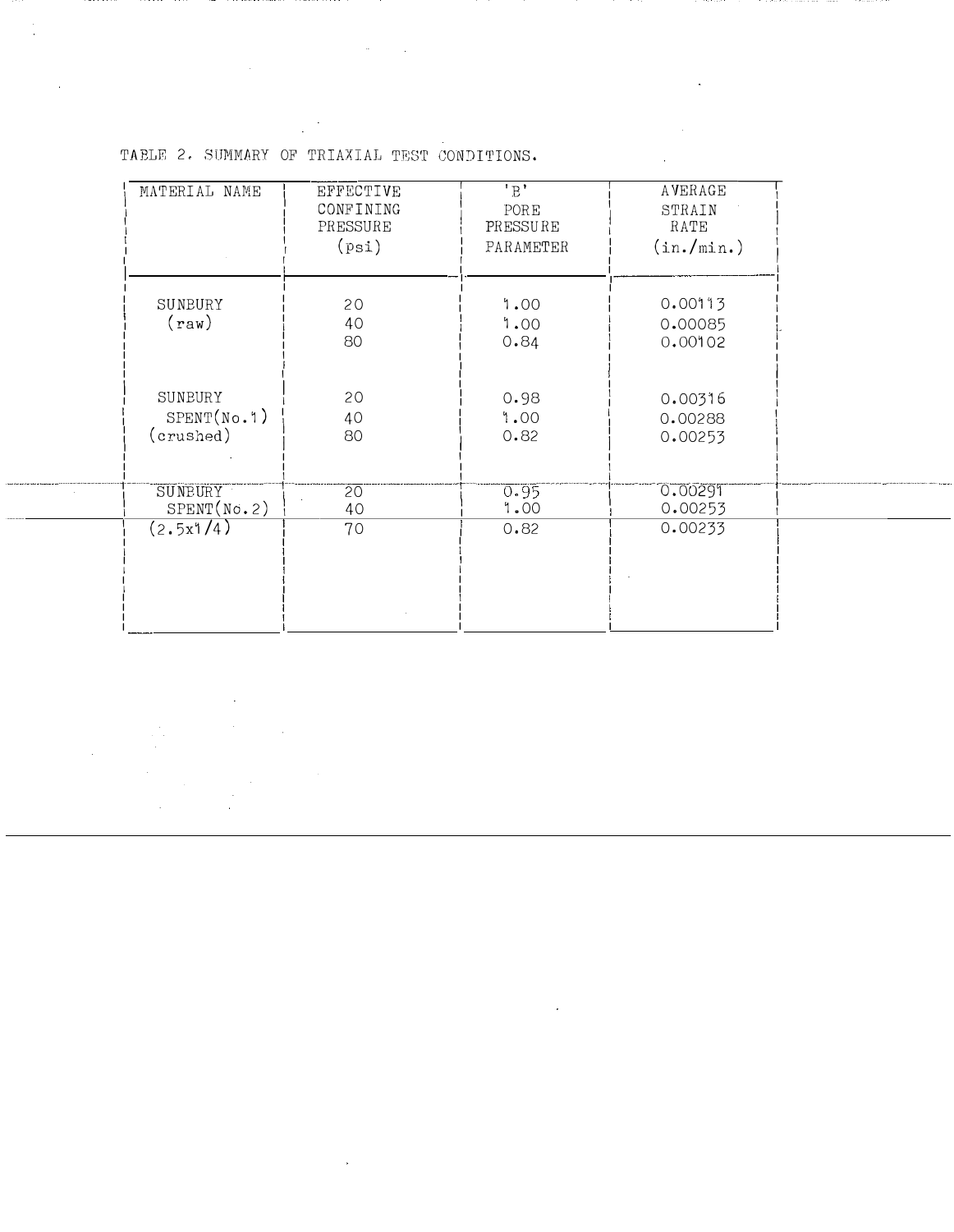TABLE 2. SUMMARY OF TRIAXIAL TEST CONDITIONS.

| MATERIAL NAME | EFFECTIVE CONFINING PRESSURE (psi) | 'B' PORE PRESSURE PARAMETER | AVERAGE STRAIN RATE (in./min.) |
|---|---|---|---|
| SUNBURY (raw) | 20 | 1.00 | 0.00113 |
| | 40 | 1.00 | 0.00085 |
| | 80 | 0.84 | 0.00102 |
| SUNBURY SPENT(No.1) (crushed) | 20 | 0.98 | 0.00316 |
| | 40 | 1.00 | 0.00288 |
| | 80 | 0.82 | 0.00253 |
| SUNBURY SPENT(No.2) (2.5x1/4) | 20 | 0.95 | 0.00291 |
| | 40 | 1.00 | 0.00253 |
| | 70 | 0.82 | 0.00233 |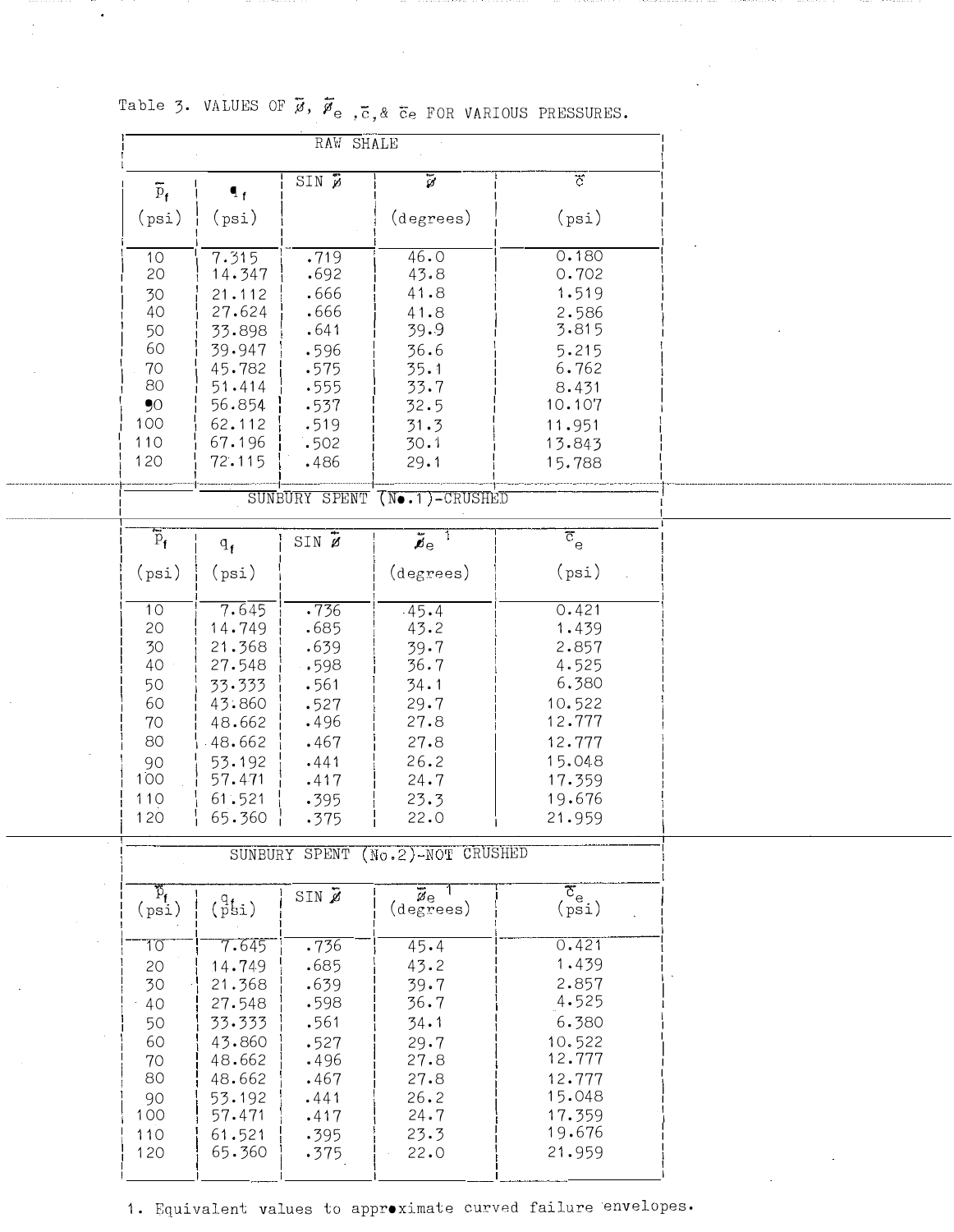Table 3. VALUES OF $\bar{\phi}$, $\bar{\phi}_e$, $\bar{c}$, & $\bar{c}_e$ FOR VARIOUS PRESSURES.

| RAW SHALE | | | | |
|---|---|---|---|---|
| $\bar{p}_f$ (psi) | $q_f$ (psi) | SIN $\bar{\phi}$ | $\bar{\phi}$ (degrees) | $\bar{c}$ (psi) |
| 10 | 7.315 | .719 | 46.0 | 0.180 |
| 20 | 14.347 | .692 | 43.8 | 0.702 |
| 30 | 21.112 | .666 | 41.8 | 1.519 |
| 40 | 27.624 | .666 | 41.8 | 2.586 |
| 50 | 33.898 | .641 | 39.9 | 3.815 |
| 60 | 39.947 | .596 | 36.6 | 5.215 |
| 70 | 45.782 | .575 | 35.1 | 6.762 |
| 80 | 51.414 | .555 | 33.7 | 8.431 |
| 90 | 56.854 | .537 | 32.5 | 10.107 |
| 100 | 62.112 | .519 | 31.3 | 11.951 |
| 110 | 67.196 | .502 | 30.1 | 13.843 |
| 120 | 72.115 | .486 | 29.1 | 15.788 |

| SUNBURY SPENT (No.1)-CRUSHED | | | | |
|---|---|---|---|---|
| $\bar{p}_f$ (psi) | $q_f$ (psi) | SIN $\bar{\phi}$ | $\bar{\phi}_e$ [1] (degrees) | $\bar{c}_e$ (psi) |
| 10 | 7.645 | .736 | 45.4 | 0.421 |
| 20 | 14.749 | .685 | 43.2 | 1.439 |
| 30 | 21.368 | .639 | 39.7 | 2.857 |
| 40 | 27.548 | .598 | 36.7 | 4.525 |
| 50 | 33.333 | .561 | 34.1 | 6.380 |
| 60 | 43.860 | .527 | 29.7 | 10.522 |
| 70 | 48.662 | .496 | 27.8 | 12.777 |
| 80 | 48.662 | .467 | 27.8 | 12.777 |
| 90 | 53.192 | .441 | 26.2 | 15.048 |
| 100 | 57.471 | .417 | 24.7 | 17.359 |
| 110 | 61.521 | .395 | 23.3 | 19.676 |
| 120 | 65.360 | .375 | 22.0 | 21.959 |

| SUNBURY SPENT (No.2)-NOT CRUSHED | | | | |
|---|---|---|---|---|
| $\bar{p}_f$ (psi) | $q_f$ (psi) | SIN $\bar{\phi}$ | $\bar{\phi}_e$ [1] (degrees) | $\bar{c}_e$ (psi) |
| 10 | 7.645 | .736 | 45.4 | 0.421 |
| 20 | 14.749 | .685 | 43.2 | 1.439 |
| 30 | 21.368 | .639 | 39.7 | 2.857 |
| 40 | 27.548 | .598 | 36.7 | 4.525 |
| 50 | 33.333 | .561 | 34.1 | 6.380 |
| 60 | 43.860 | .527 | 29.7 | 10.522 |
| 70 | 48.662 | .496 | 27.8 | 12.777 |
| 80 | 48.662 | .467 | 27.8 | 12.777 |
| 90 | 53.192 | .441 | 26.2 | 15.048 |
| 100 | 57.471 | .417 | 24.7 | 17.359 |
| 110 | 61.521 | .395 | 23.3 | 19.676 |
| 120 | 65.360 | .375 | 22.0 | 21.959 |

1. Equivalent values to approximate curved failure envelopes.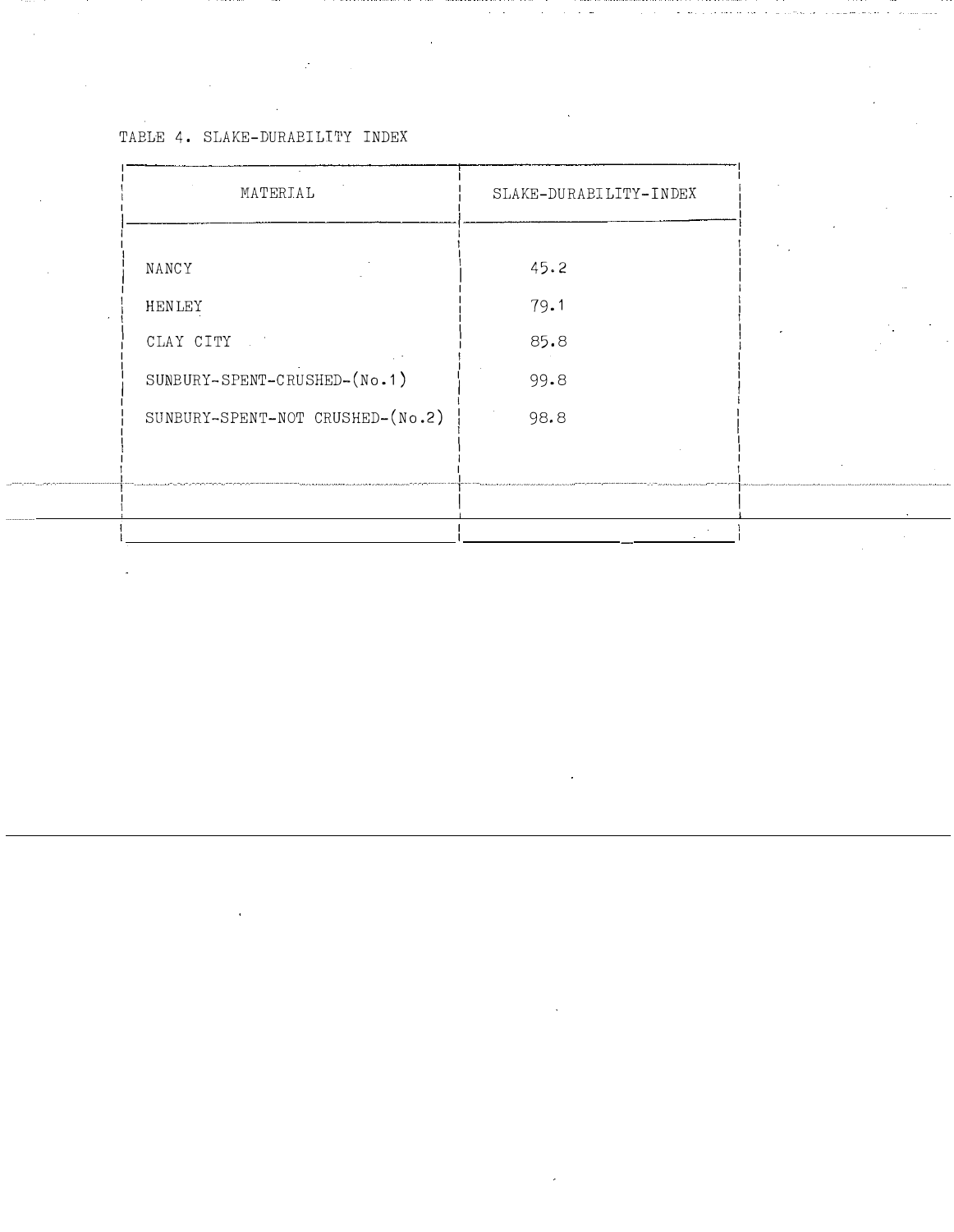TABLE 4. SLAKE-DURABILITY INDEX

| MATERIAL | SLAKE-DURABILITY-INDEX |
| --- | --- |
| NANCY | 45.2 |
| HENLEY | 79.1 |
| CLAY CITY | 85.8 |
| SUNBURY-SPENT-CRUSHED-(No.1) | 99.8 |
| SUNBURY-SPENT-NOT CRUSHED-(No.2) | 98.8 |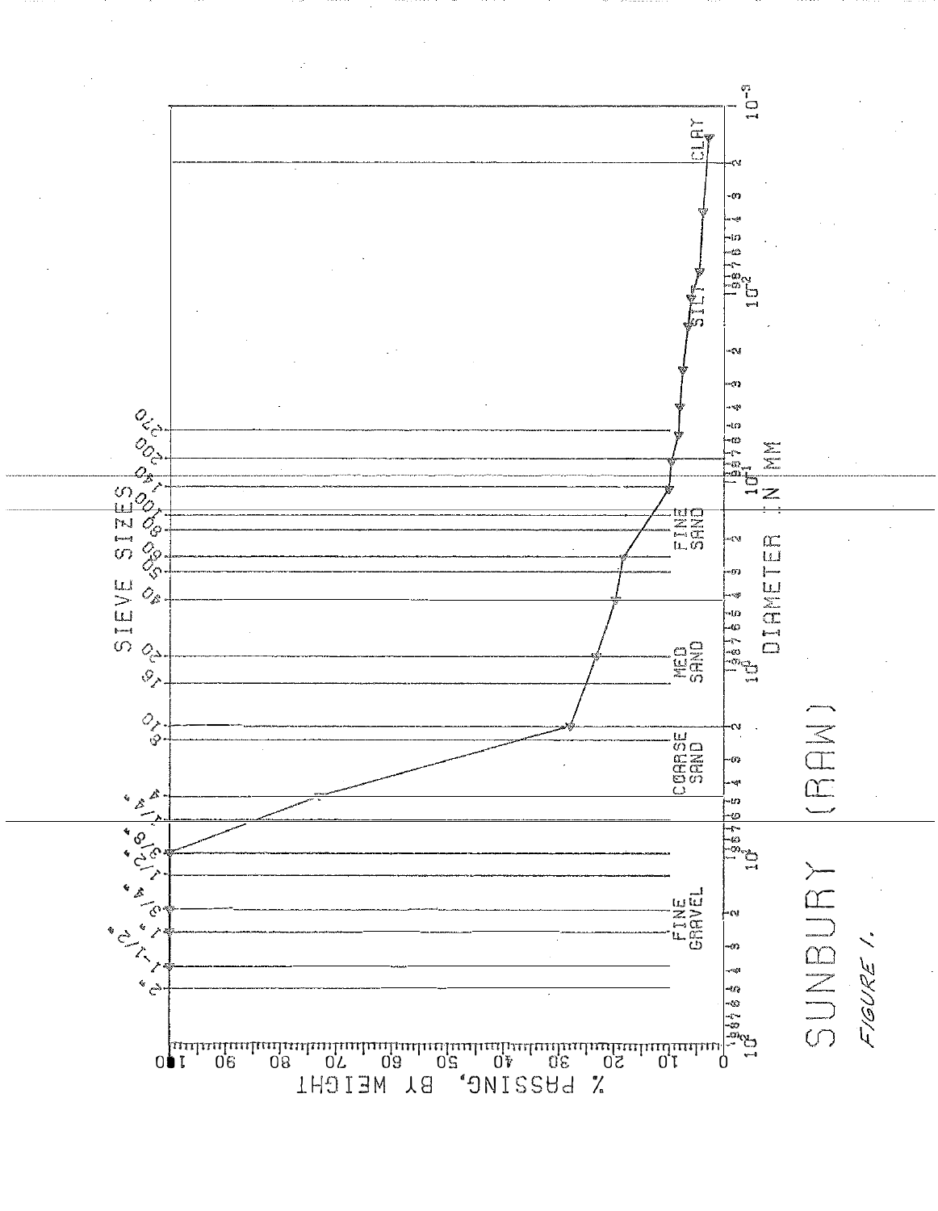SIEVE SIZES

2" 1-1/2" 1" 3/4" 1/2" 3/8" 1/4" 4 8 10 16 20 40 50 60 80 100 140 200 270

% PASSING, BY WEIGHT

FINE GRAVEL | COARSE SAND | MED SAND | FINE SAND | SILT | CLAY

DIAMETER IN MM

SUNBURY (RAW)

FIGURE 1.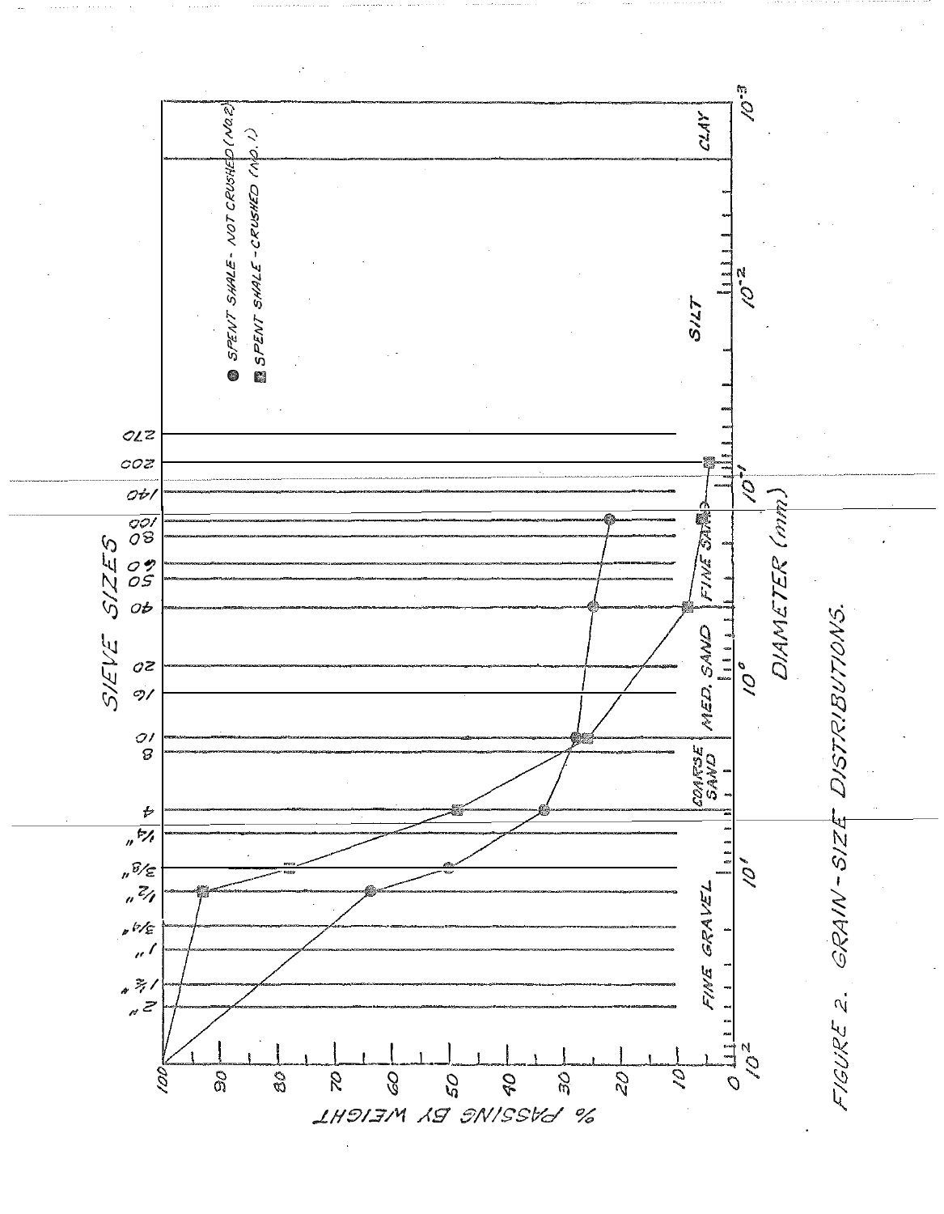SIEVE SIZES

2" 1½" 1" ¾" ½" 3/8" ¼" 4 8 10 16 20 40 50 60 80 100 140 200 270

● SPENT SHALE - NOT CRUSHED (No.2)

■ SPENT SHALE - CRUSHED (No.1)

FINE GRAVEL | COARSE SAND | MED. SAND | FINE SAND | SILT | CLAY

% PASSING BY WEIGHT

DIAMETER (mm)

$10^2$ $10^1$ $10^0$ $10^{-1}$ $10^{-2}$ $10^{-3}$

FIGURE 2. GRAIN-SIZE DISTRIBUTIONS.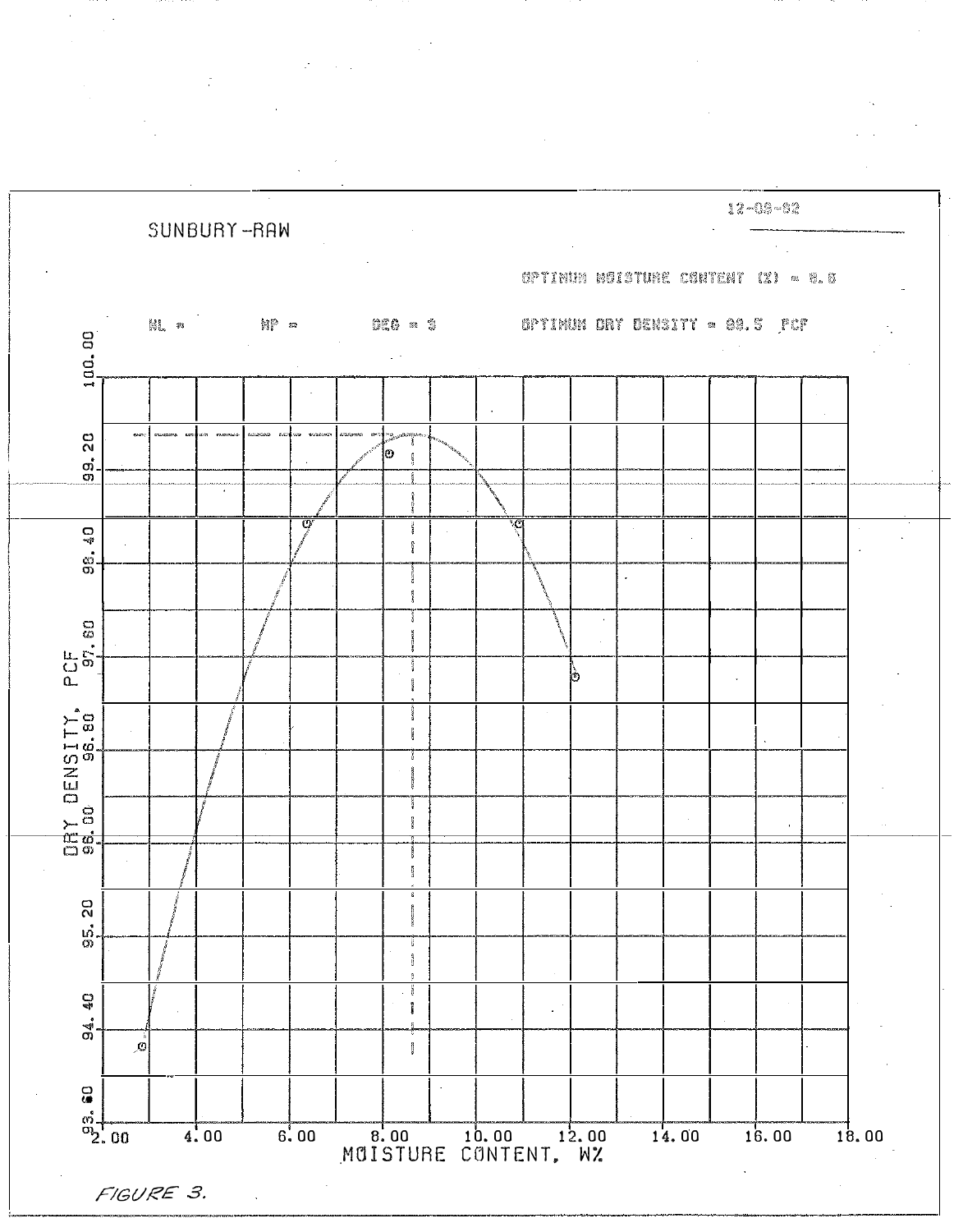12-09-92

SUNBURY-RAW

OPTIMUM MOISTURE CONTENT (%) = 8.6

WL = WP = DEG = 3 OPTIMUM DRY DENSITY = 99.5 PCF

DRY DENSITY, PCF

MOISTURE CONTENT, W%

FIGURE 3.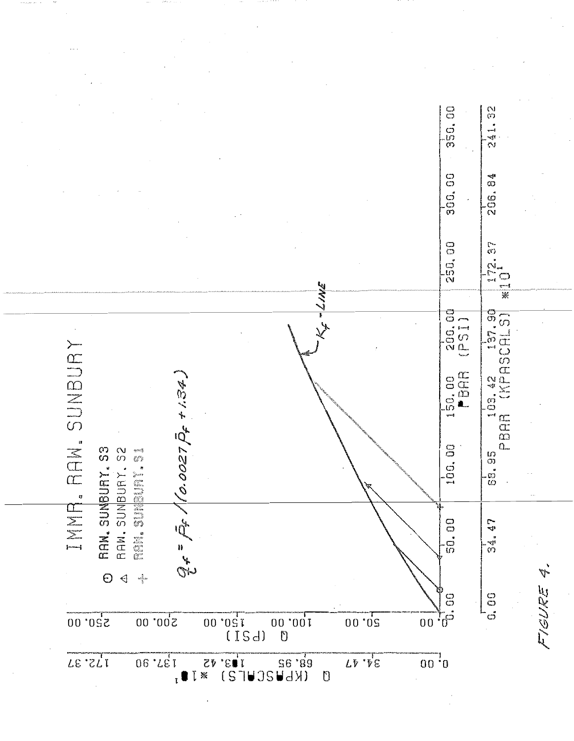IMMR. RAW. SUNBURY

- ⊙ RAW. SUNBURY. S3
- △ RAW. SUNBURY. S2
- + RAW. SUNBURY. S1

$$q_f = \bar{P}_f / (0.0027 \bar{P}_f + 1.34)$$

$K_f$ - LINE

Q (PSI): 0.00, 50.00, 100.00, 150.00, 200.00, 250.00

Q (KPASCALS) *10[1]: 0.00, 34.47, 68.95, 103.42, 137.90, 172.37

PBAR (PSI): 0.00, 50.00, 100.00, 150.00, 200.00, 250.00, 300.00, 350.00

PBAR (KPASCALS) *10[1]: 0.00, 34.47, 68.95, 103.42, 137.90, 172.37, 206.84, 241.32

FIGURE 4.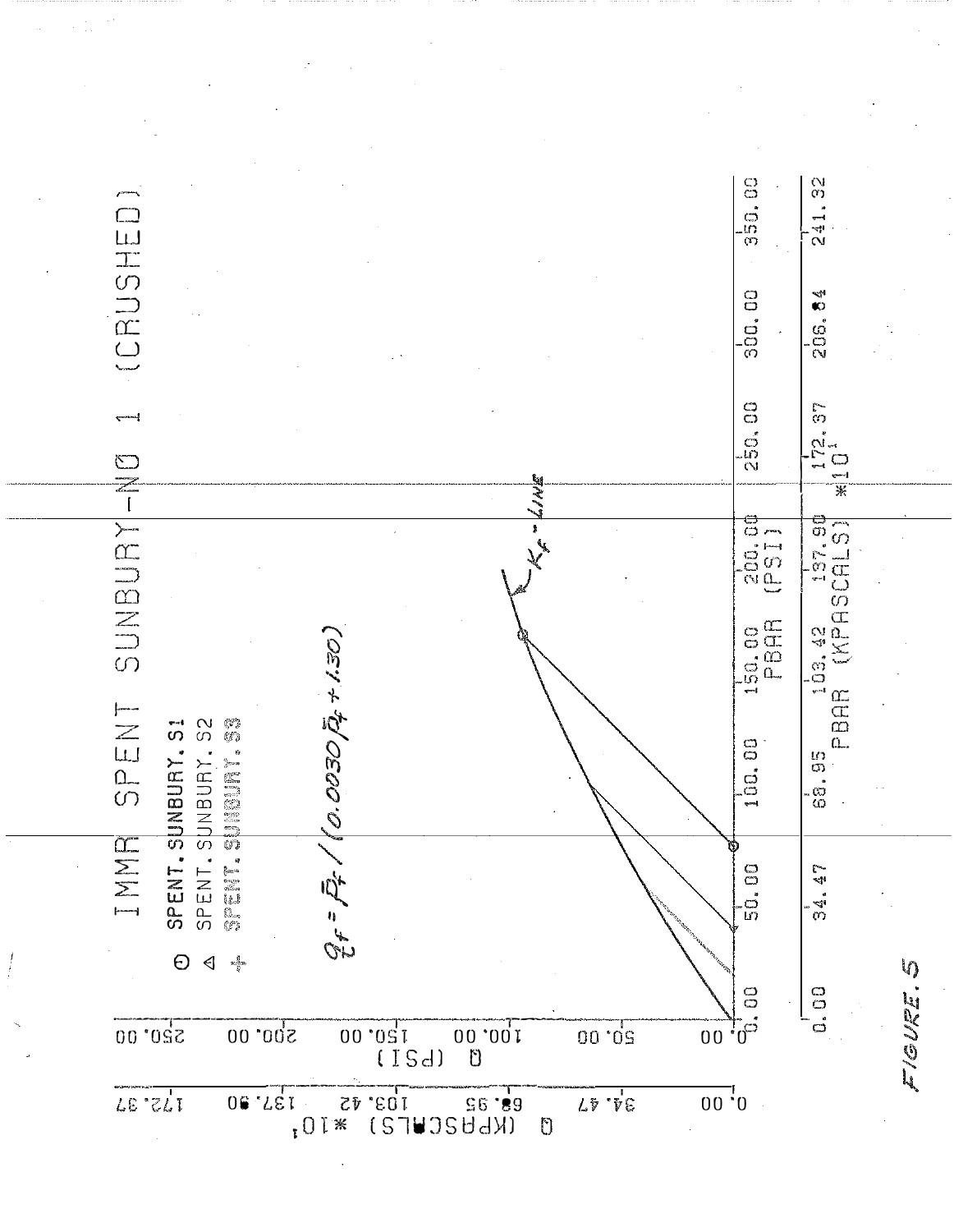# IMMR SPENT SUNBURY-NO 1 (CRUSHED)

- ⊙ SPENT.SUNBURY.S1
- △ SPENT.SUNBURY.S2
- \+ SPENT.SUNBURY.S3

$$\frac{q_f}{\bar{\tau}_f} = \bar{P}_f \,/\, (0.0030\,\bar{P}_f + 1.30)$$

$K_f$ - LINE

Q (PSI): 0.00, 50.00, 100.00, 150.00, 200.00, 250.00

Q (KPASCALS) $*10^1$: 0.00, 34.47, 68.95, 103.42, 137.90, 172.37

PBAR (PSI): 0.00, 50.00, 100.00, 150.00, 200.00, 250.00, 300.00, 350.00

PBAR (KPASCALS) $*10^1$: 0.00, 34.47, 68.95, 103.42, 137.90, 172.37, 206.84, 241.32

FIGURE 5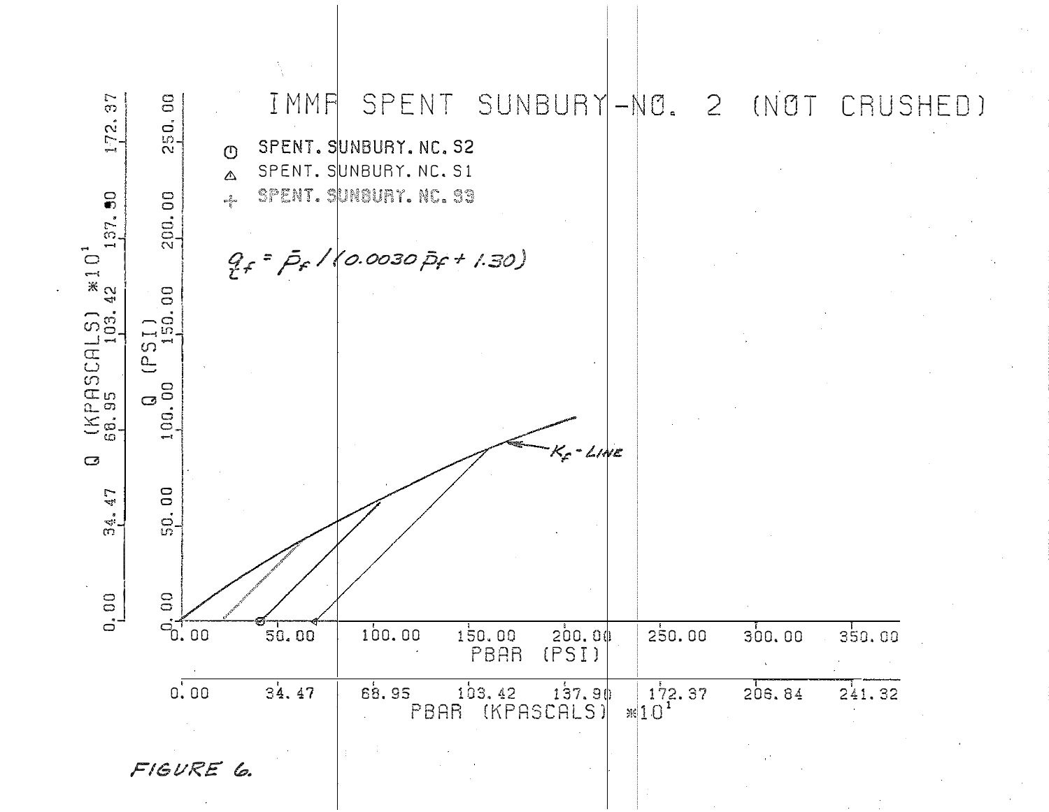# IMMR SPENT SUNBURY-NO. 2 (NOT CRUSHED)

- ⊙ SPENT. SUNBURY. NC. S2
- △ SPENT. SUNBURY. NC. S1
- \+ SPENT. SUNBURY. NC. S3

$$q_f = \bar{p}_f / (0.0030\,\bar{p}_f + 1.30)$$

$K_f$ - LINE

Q (KPASCALS) *10[1]: 0.00, 34.47, 68.95, 103.42, 137.90, 172.37

Q (PSI): 0.00, 50.00, 100.00, 150.00, 200.00, 250.00

PBAR (PSI): 0.00, 50.00, 100.00, 150.00, 200.00, 250.00, 300.00, 350.00

PBAR (KPASCALS) *10[1]: 0.00, 34.47, 68.95, 103.42, 137.90, 172.37, 206.84, 241.32

FIGURE 6.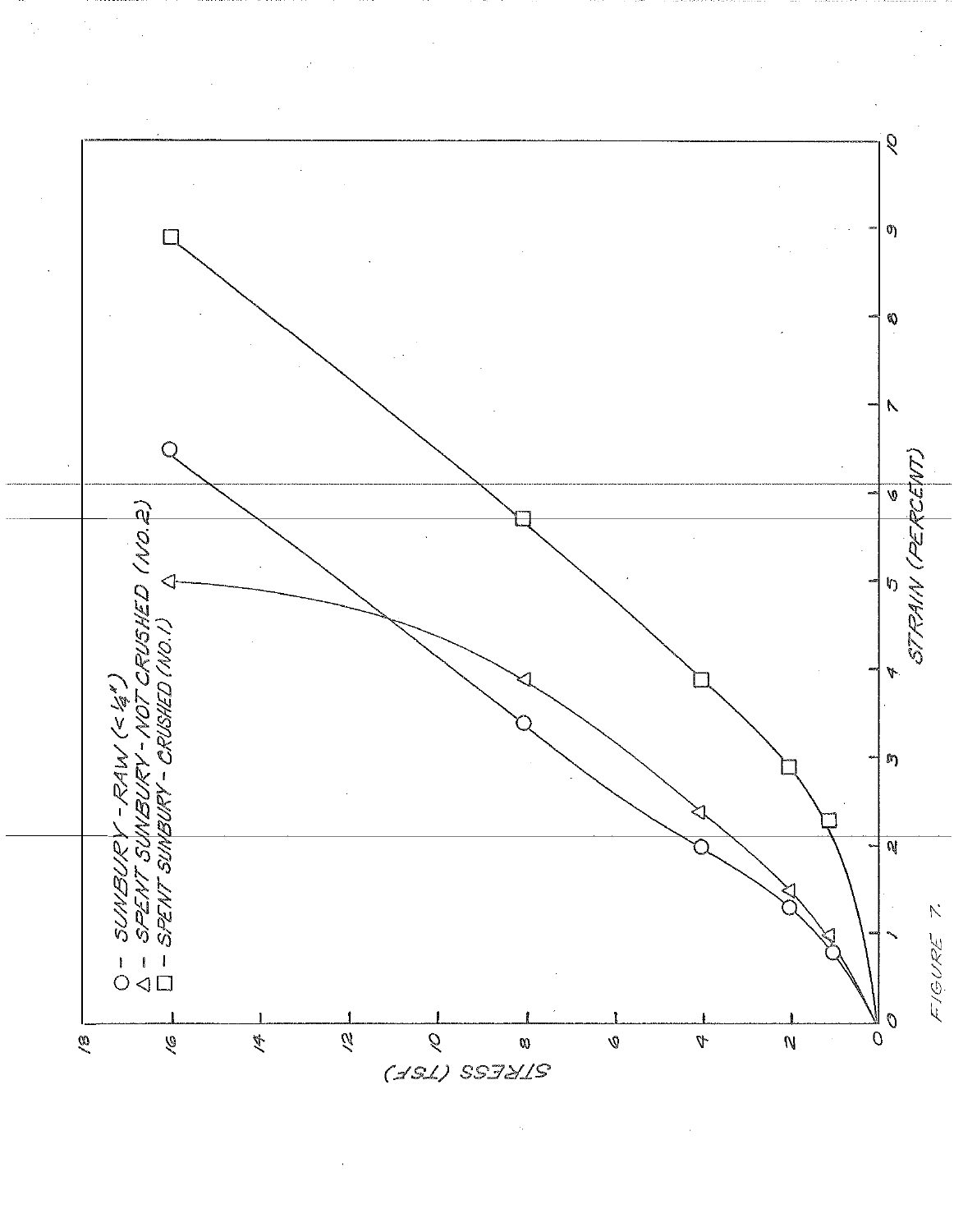○ – SUNBURY - RAW (< 1/4")

△ – SPENT SUNBURY - NOT CRUSHED (NO.2)

□ – SPENT SUNBURY - CRUSHED (NO.1)

STRESS (TSF)

STRAIN (PERCENT)

FIGURE 7.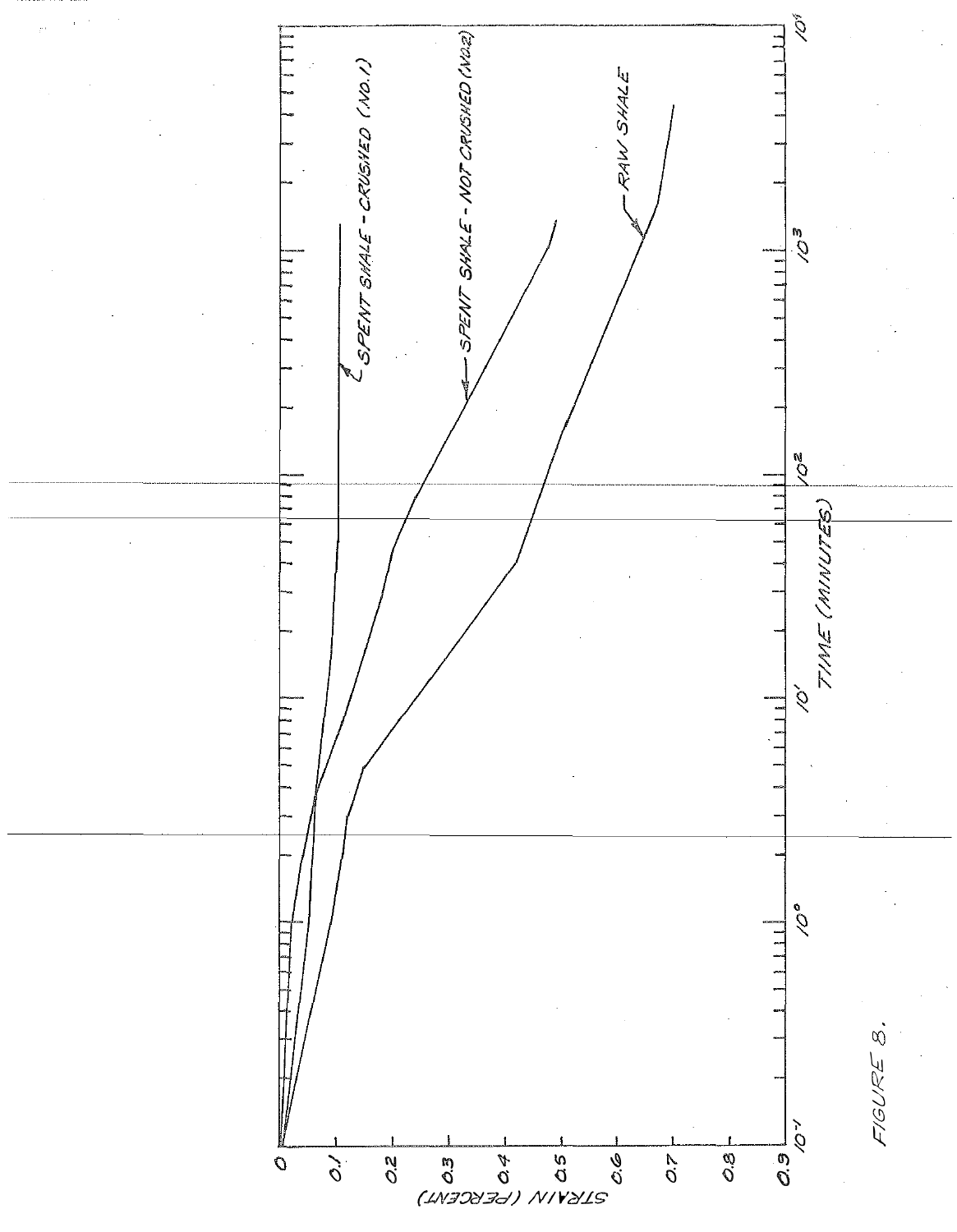SPENT SHALE - CRUSHED (No.1)

SPENT SHALE - NOT CRUSHED (No.2)

RAW SHALE

STRAIN (PERCENT)

0
0.1
0.2
0.3
0.4
0.5
0.6
0.7
0.8
0.9

TIME (MINUTES)

$10^{-1}$
$10^{0}$
$10^{1}$
$10^{2}$
$10^{3}$
$10^{4}$

FIGURE 8.